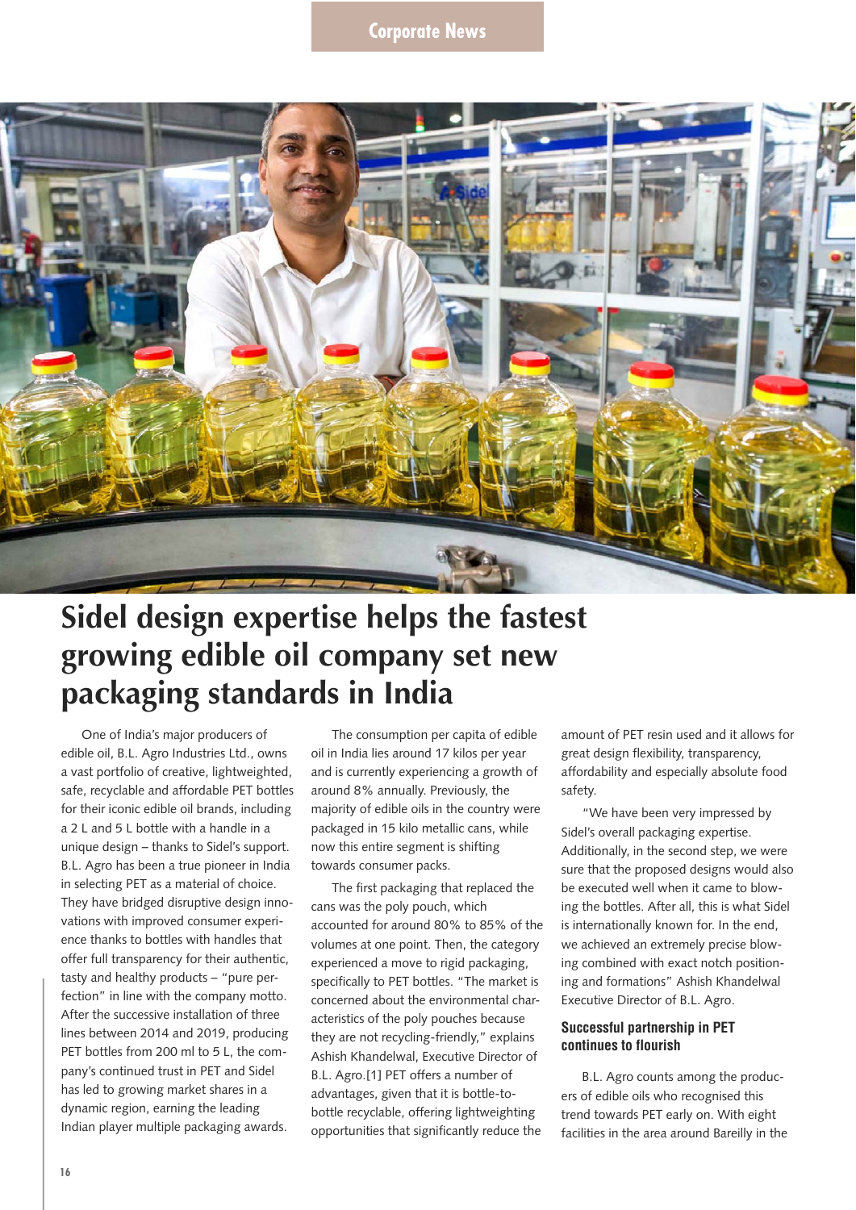Corporate News

# Sidel design expertise helps the fastest growing edible oil company set new packaging standards in India

One of India's major producers of edible oil, B.L. Agro Industries Ltd., owns a vast portfolio of creative, lightweighted, safe, recyclable and affordable PET bottles for their iconic edible oil brands, including a 2 L and 5 L bottle with a handle in a unique design – thanks to Sidel's support. B.L. Agro has been a true pioneer in India in selecting PET as a material of choice. They have bridged disruptive design innovations with improved consumer experience thanks to bottles with handles that offer full transparency for their authentic, tasty and healthy products – "pure perfection" in line with the company motto. After the successive installation of three lines between 2014 and 2019, producing PET bottles from 200 ml to 5 L, the company's continued trust in PET and Sidel has led to growing market shares in a dynamic region, earning the leading Indian player multiple packaging awards.

The consumption per capita of edible oil in India lies around 17 kilos per year and is currently experiencing a growth of around 8% annually. Previously, the majority of edible oils in the country were packaged in 15 kilo metallic cans, while now this entire segment is shifting towards consumer packs.

The first packaging that replaced the cans was the poly pouch, which accounted for around 80% to 85% of the volumes at one point. Then, the category experienced a move to rigid packaging, specifically to PET bottles. "The market is concerned about the environmental characteristics of the poly pouches because they are not recycling-friendly," explains Ashish Khandelwal, Executive Director of B.L. Agro.[1] PET offers a number of advantages, given that it is bottle-to-bottle recyclable, offering lightweighting opportunities that significantly reduce the amount of PET resin used and it allows for great design flexibility, transparency, affordability and especially absolute food safety.

"We have been very impressed by Sidel's overall packaging expertise. Additionally, in the second step, we were sure that the proposed designs would also be executed well when it came to blowing the bottles. After all, this is what Sidel is internationally known for. In the end, we achieved an extremely precise blowing combined with exact notch positioning and formations" Ashish Khandelwal Executive Director of B.L. Agro.

## Successful partnership in PET continues to flourish

B.L. Agro counts among the producers of edible oils who recognised this trend towards PET early on. With eight facilities in the area around Bareilly in the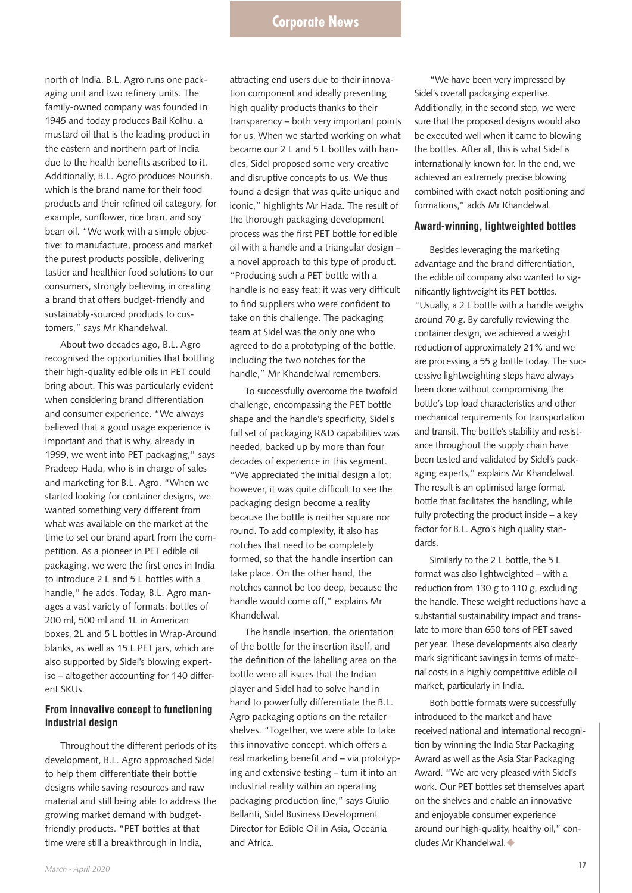north of India, B.L. Agro runs one packaging unit and two refinery units. The family-owned company was founded in 1945 and today produces Bail Kolhu, a mustard oil that is the leading product in the eastern and northern part of India due to the health benefits ascribed to it. Additionally, B.L. Agro produces Nourish, which is the brand name for their food products and their refined oil category, for example, sunflower, rice bran, and soy bean oil. "We work with a simple objective: to manufacture, process and market the purest products possible, delivering tastier and healthier food solutions to our consumers, strongly believing in creating a brand that offers budget-friendly and sustainably-sourced products to customers," says Mr Khandelwal.

About two decades ago, B.L. Agro recognised the opportunities that bottling their high-quality edible oils in PET could bring about. This was particularly evident when considering brand differentiation and consumer experience. "We always believed that a good usage experience is important and that is why, already in 1999, we went into PET packaging," says Pradeep Hada, who is in charge of sales and marketing for B.L. Agro. "When we started looking for container designs, we wanted something very different from what was available on the market at the time to set our brand apart from the competition. As a pioneer in PET edible oil packaging, we were the first ones in India to introduce 2 L and 5 L bottles with a handle," he adds. Today, B.L. Agro manages a vast variety of formats: bottles of 200 ml, 500 ml and 1L in American boxes, 2L and 5 L bottles in Wrap-Around blanks, as well as 15 L PET jars, which are also supported by Sidel's blowing expertise – altogether accounting for 140 different SKUs.

### From innovative concept to functioning industrial design

Throughout the different periods of its development, B.L. Agro approached Sidel to help them differentiate their bottle designs while saving resources and raw material and still being able to address the growing market demand with budget-friendly products. "PET bottles at that time were still a breakthrough in India, attracting end users due to their innovation component and ideally presenting high quality products thanks to their transparency – both very important points for us. When we started working on what became our 2 L and 5 L bottles with handles, Sidel proposed some very creative and disruptive concepts to us. We thus found a design that was quite unique and iconic," highlights Mr Hada. The result of the thorough packaging development process was the first PET bottle for edible oil with a handle and a triangular design – a novel approach to this type of product. "Producing such a PET bottle with a handle is no easy feat; it was very difficult to find suppliers who were confident to take on this challenge. The packaging team at Sidel was the only one who agreed to do a prototyping of the bottle, including the two notches for the handle," Mr Khandelwal remembers.

To successfully overcome the twofold challenge, encompassing the PET bottle shape and the handle's specificity, Sidel's full set of packaging R&D capabilities was needed, backed up by more than four decades of experience in this segment. "We appreciated the initial design a lot; however, it was quite difficult to see the packaging design become a reality because the bottle is neither square nor round. To add complexity, it also has notches that need to be completely formed, so that the handle insertion can take place. On the other hand, the notches cannot be too deep, because the handle would come off," explains Mr Khandelwal.

The handle insertion, the orientation of the bottle for the insertion itself, and the definition of the labelling area on the bottle were all issues that the Indian player and Sidel had to solve hand in hand to powerfully differentiate the B.L. Agro packaging options on the retailer shelves. "Together, we were able to take this innovative concept, which offers a real marketing benefit and – via prototyping and extensive testing – turn it into an industrial reality within an operating packaging production line," says Giulio Bellanti, Sidel Business Development Director for Edible Oil in Asia, Oceania and Africa.

"We have been very impressed by Sidel's overall packaging expertise. Additionally, in the second step, we were sure that the proposed designs would also be executed well when it came to blowing the bottles. After all, this is what Sidel is internationally known for. In the end, we achieved an extremely precise blowing combined with exact notch positioning and formations," adds Mr Khandelwal.

### Award-winning, lightweighted bottles

Besides leveraging the marketing advantage and the brand differentiation, the edible oil company also wanted to significantly lightweight its PET bottles. "Usually, a 2 L bottle with a handle weighs around 70 g. By carefully reviewing the container design, we achieved a weight reduction of approximately 21% and we are processing a 55 g bottle today. The successive lightweighting steps have always been done without compromising the bottle's top load characteristics and other mechanical requirements for transportation and transit. The bottle's stability and resistance throughout the supply chain have been tested and validated by Sidel's packaging experts," explains Mr Khandelwal. The result is an optimised large format bottle that facilitates the handling, while fully protecting the product inside – a key factor for B.L. Agro's high quality standards.

Similarly to the 2 L bottle, the 5 L format was also lightweighted – with a reduction from 130 g to 110 g, excluding the handle. These weight reductions have a substantial sustainability impact and translate to more than 650 tons of PET saved per year. These developments also clearly mark significant savings in terms of material costs in a highly competitive edible oil market, particularly in India.

Both bottle formats were successfully introduced to the market and have received national and international recognition by winning the India Star Packaging Award as well as the Asia Star Packaging Award. "We are very pleased with Sidel's work. Our PET bottles set themselves apart on the shelves and enable an innovative and enjoyable consumer experience around our high-quality, healthy oil," concludes Mr Khandelwal.